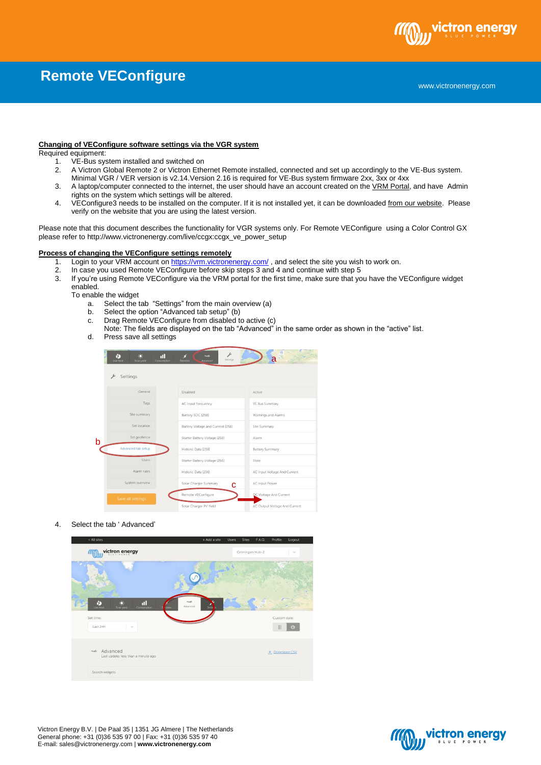# Remote VEConfigure

**Changing of VEConfigure software settings via the VGR system**

Required equipment:

1. VE-Bus system installed and switched on
2. A Victron Global Remote 2 or Victron Ethernet Remote installed, connected and set up accordingly to the VE-Bus system. Minimal VGR / VER version is v2.14.Version 2.16 is required for VE-Bus system firmware 2xx, 3xx or 4xx
3. A laptop/computer connected to the internet, the user should have an account created on the VRM Portal, and have Admin rights on the system which settings will be altered.
4. VEConfigure3 needs to be installed on the computer. If it is not installed yet, it can be downloaded from our website. Please verify on the website that you are using the latest version.

Please note that this document describes the functionality for VGR systems only. For Remote VEConfigure using a Color Control GX please refer to http://www.victronenergy.com/live/ccgx:ccgx_ve_power_setup

**Process of changing the VEConfigure settings remotely**

1. Login to your VRM account on https://vrm.victronenergy.com/ , and select the site you wish to work on.
2. In case you used Remote VEConfigure before skip steps 3 and 4 and continue with step 5
3. If you're using Remote VEConfigure via the VRM portal for the first time, make sure that you have the VEConfigure widget enabled.

   To enable the widget
   a. Select the tab "Settings" from the main overview (a)
   b. Select the option "Advanced tab setup" (b)
   c. Drag Remote VEConfigure from disabled to active (c)
      Note: The fields are displayed on the tab "Advanced" in the same order as shown in the "active" list.
   d. Press save all settings

4. Select the tab ' Advanced'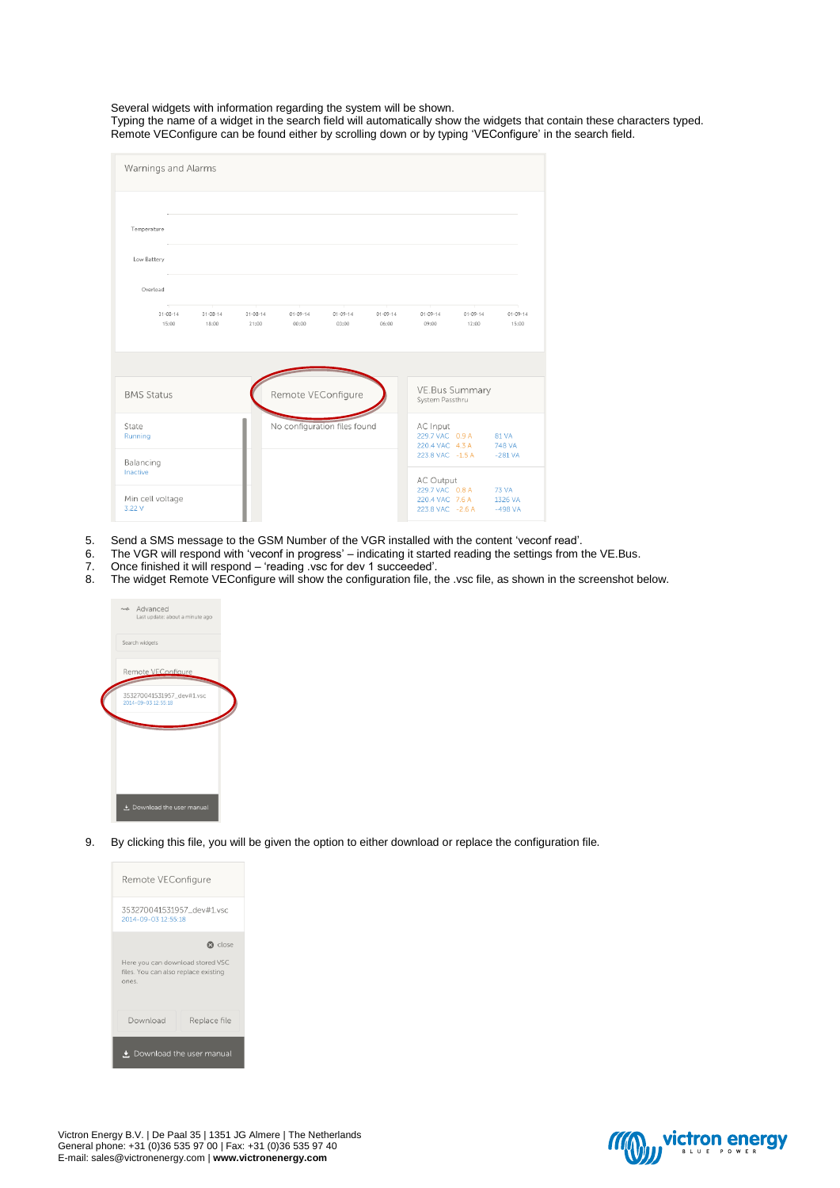Several widgets with information regarding the system will be shown.
Typing the name of a widget in the search field will automatically show the widgets that contain these characters typed.
Remote VEConfigure can be found either by scrolling down or by typing 'VEConfigure' in the search field.

5. Send a SMS message to the GSM Number of the VGR installed with the content 'veconf read'.
6. The VGR will respond with 'veconf in progress' – indicating it started reading the settings from the VE.Bus.
7. Once finished it will respond – 'reading .vsc for dev 1 succeeded'.
8. The widget Remote VEConfigure will show the configuration file, the .vsc file, as shown in the screenshot below.

9. By clicking this file, you will be given the option to either download or replace the configuration file.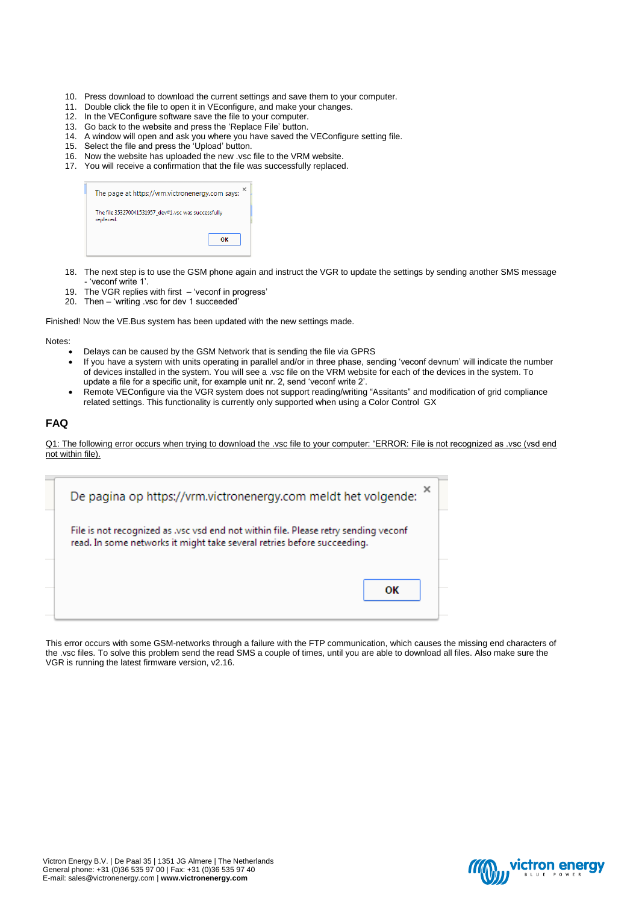10. Press download to download the current settings and save them to your computer.
11. Double click the file to open it in VEconfigure, and make your changes.
12. In the VEConfigure software save the file to your computer.
13. Go back to the website and press the 'Replace File' button.
14. A window will open and ask you where you have saved the VEConfigure setting file.
15. Select the file and press the 'Upload' button.
16. Now the website has uploaded the new .vsc file to the VRM website.
17. You will receive a confirmation that the file was successfully replaced.

The page at https://vrm.victronenergy.com says:

The file 353270041531957_dev#1.vsc was successfully replaced.

OK

18. The next step is to use the GSM phone again and instruct the VGR to update the settings by sending another SMS message - 'veconf write 1'.
19. The VGR replies with first – 'veconf in progress'
20. Then – 'writing .vsc for dev 1 succeeded'

Finished! Now the VE.Bus system has been updated with the new settings made.

Notes:

- Delays can be caused by the GSM Network that is sending the file via GPRS
- If you have a system with units operating in parallel and/or in three phase, sending 'veconf devnum' will indicate the number of devices installed in the system. You will see a .vsc file on the VRM website for each of the devices in the system. To update a file for a specific unit, for example unit nr. 2, send 'veconf write 2'.
- Remote VEConfigure via the VGR system does not support reading/writing "Assitants" and modification of grid compliance related settings. This functionality is currently only supported when using a Color Control GX

## FAQ

Q1: The following error occurs when trying to download the .vsc file to your computer: "ERROR: File is not recognized as .vsc (vsd end not within file).

De pagina op https://vrm.victronenergy.com meldt het volgende:

File is not recognized as .vsc vsd end not within file. Please retry sending veconf read. In some networks it might take several retries before succeeding.

OK

This error occurs with some GSM-networks through a failure with the FTP communication, which causes the missing end characters of the .vsc files. To solve this problem send the read SMS a couple of times, until you are able to download all files. Also make sure the VGR is running the latest firmware version, v2.16.